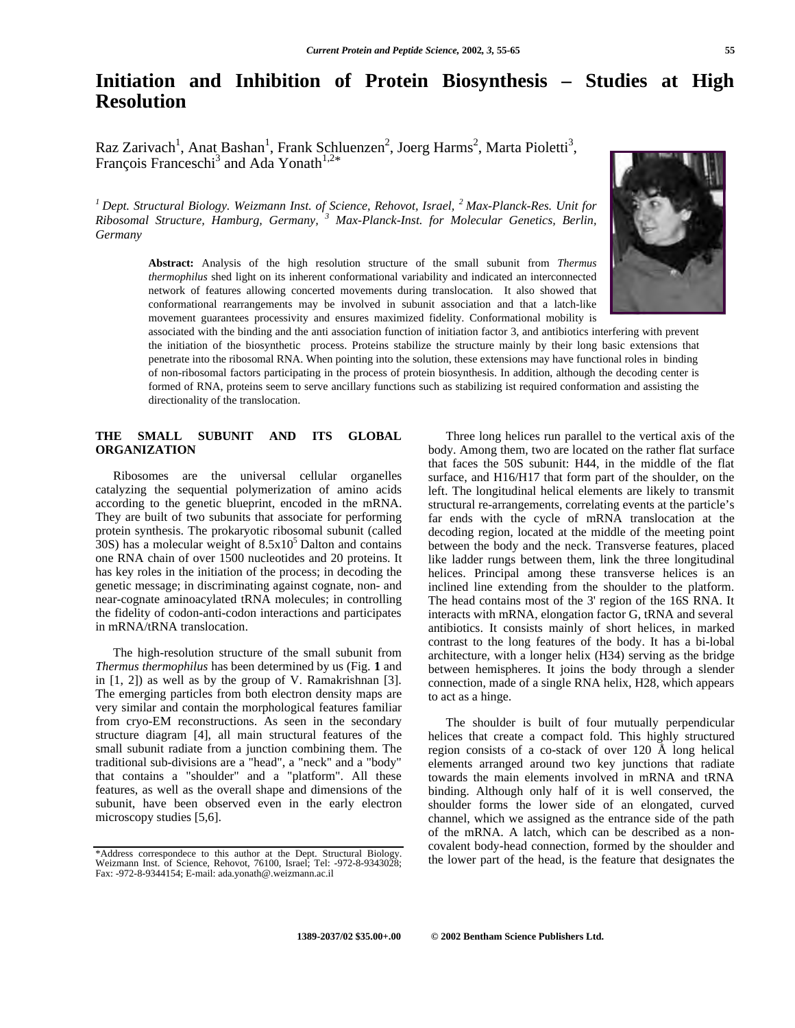# Initiation and Inhibition of Protein Biosynthesis – Studies at High Resolution

Raz Zarivach[1], Anat Bashan[1], Frank Schluenzen[2], Joerg Harms[2], Marta Pioletti[3], François Franceschi[3] and Ada Yonath[1,2*]

[1] Dept. Structural Biology. Weizmann Inst. of Science, Rehovot, Israel, [2] Max-Planck-Res. Unit for Ribosomal Structure, Hamburg, Germany, [3] Max-Planck-Inst. for Molecular Genetics, Berlin, Germany

**Abstract:** Analysis of the high resolution structure of the small subunit from *Thermus thermophilus* shed light on its inherent conformational variability and indicated an interconnected network of features allowing concerted movements during translocation. It also showed that conformational rearrangements may be involved in subunit association and that a latch-like movement guarantees processivity and ensures maximized fidelity. Conformational mobility is associated with the binding and the anti association function of initiation factor 3, and antibiotics interfering with prevent the initiation of the biosynthetic process. Proteins stabilize the structure mainly by their long basic extensions that penetrate into the ribosomal RNA. When pointing into the solution, these extensions may have functional roles in binding of non-ribosomal factors participating in the process of protein biosynthesis. In addition, although the decoding center is formed of RNA, proteins seem to serve ancillary functions such as stabilizing ist required conformation and assisting the directionality of the translocation.

## THE SMALL SUBUNIT AND ITS GLOBAL ORGANIZATION

Ribosomes are the universal cellular organelles catalyzing the sequential polymerization of amino acids according to the genetic blueprint, encoded in the mRNA. They are built of two subunits that associate for performing protein synthesis. The prokaryotic ribosomal subunit (called 30S) has a molecular weight of $8.5x10^5$ Dalton and contains one RNA chain of over 1500 nucleotides and 20 proteins. It has key roles in the initiation of the process; in decoding the genetic message; in discriminating against cognate, non- and near-cognate aminoacylated tRNA molecules; in controlling the fidelity of codon-anti-codon interactions and participates in mRNA/tRNA translocation.

The high-resolution structure of the small subunit from *Thermus thermophilus* has been determined by us (Fig. **1** and in [1, 2]) as well as by the group of V. Ramakrishnan [3]. The emerging particles from both electron density maps are very similar and contain the morphological features familiar from cryo-EM reconstructions. As seen in the secondary structure diagram [4], all main structural features of the small subunit radiate from a junction combining them. The traditional sub-divisions are a "head", a "neck" and a "body" that contains a "shoulder" and a "platform". All these features, as well as the overall shape and dimensions of the subunit, have been observed even in the early electron microscopy studies [5,6].

Three long helices run parallel to the vertical axis of the body. Among them, two are located on the rather flat surface that faces the 50S subunit: H44, in the middle of the flat surface, and H16/H17 that form part of the shoulder, on the left. The longitudinal helical elements are likely to transmit structural re-arrangements, correlating events at the particle's far ends with the cycle of mRNA translocation at the decoding region, located at the middle of the meeting point between the body and the neck. Transverse features, placed like ladder rungs between them, link the three longitudinal helices. Principal among these transverse helices is an inclined line extending from the shoulder to the platform. The head contains most of the 3' region of the 16S RNA. It interacts with mRNA, elongation factor G, tRNA and several antibiotics. It consists mainly of short helices, in marked contrast to the long features of the body. It has a bi-lobal architecture, with a longer helix (H34) serving as the bridge between hemispheres. It joins the body through a slender connection, made of a single RNA helix, H28, which appears to act as a hinge.

The shoulder is built of four mutually perpendicular helices that create a compact fold. This highly structured region consists of a co-stack of over 120 Å long helical elements arranged around two key junctions that radiate towards the main elements involved in mRNA and tRNA binding. Although only half of it is well conserved, the shoulder forms the lower side of an elongated, curved channel, which we assigned as the entrance side of the path of the mRNA. A latch, which can be described as a non-covalent body-head connection, formed by the shoulder and the lower part of the head, is the feature that designates the

*Address correspondece to this author at the Dept. Structural Biology. Weizmann Inst. of Science, Rehovot, 76100, Israel; Tel: -972-8-9343028; Fax: -972-8-9344154; E-mail: ada.yonath@.weizmann.ac.il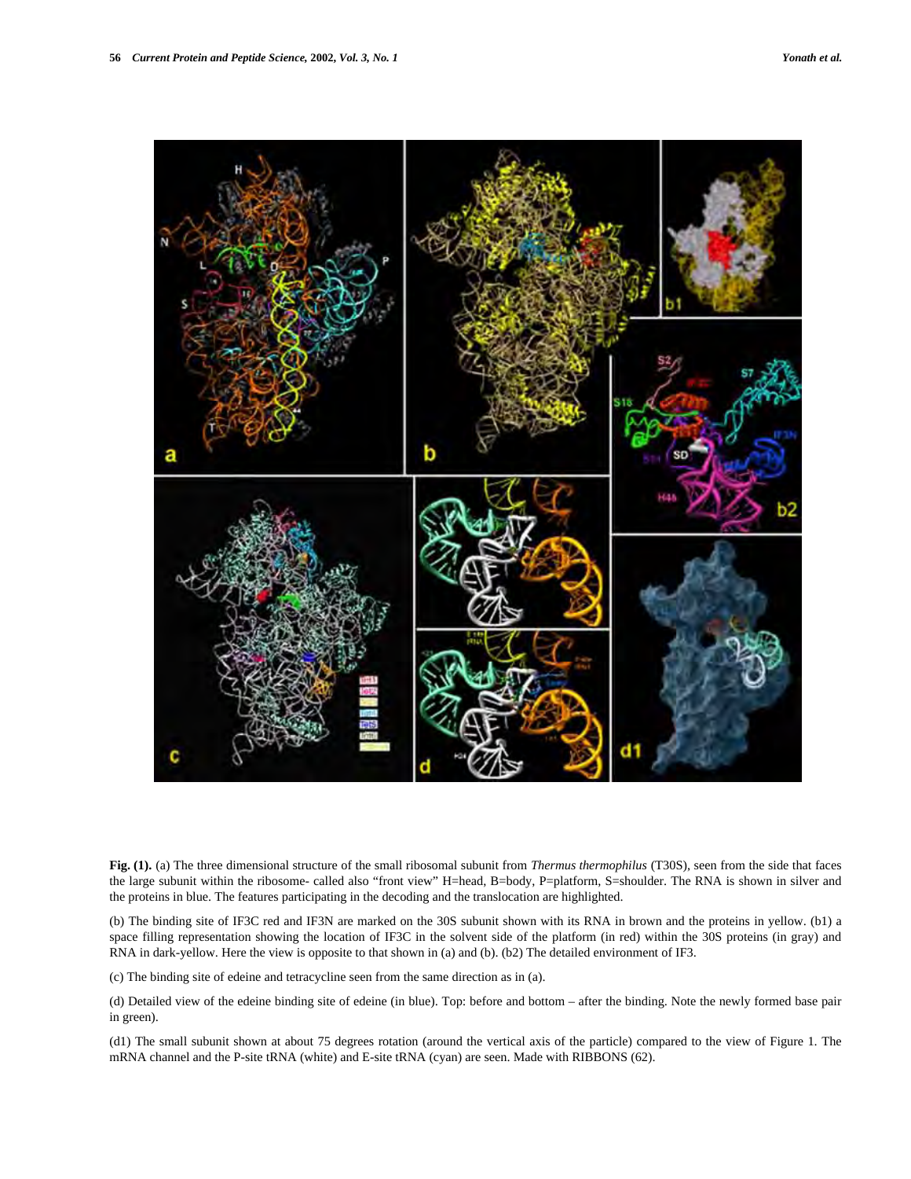**Fig. (1).** (a) The three dimensional structure of the small ribosomal subunit from *Thermus thermophilus* (T30S), seen from the side that faces the large subunit within the ribosome- called also "front view" H=head, B=body, P=platform, S=shoulder. The RNA is shown in silver and the proteins in blue. The features participating in the decoding and the translocation are highlighted.

(b) The binding site of IF3C red and IF3N are marked on the 30S subunit shown with its RNA in brown and the proteins in yellow. (b1) a space filling representation showing the location of IF3C in the solvent side of the platform (in red) within the 30S proteins (in gray) and RNA in dark-yellow. Here the view is opposite to that shown in (a) and (b). (b2) The detailed environment of IF3.

(c) The binding site of edeine and tetracycline seen from the same direction as in (a).

(d) Detailed view of the edeine binding site of edeine (in blue). Top: before and bottom – after the binding. Note the newly formed base pair in green).

(d1) The small subunit shown at about 75 degrees rotation (around the vertical axis of the particle) compared to the view of Figure 1. The mRNA channel and the P-site tRNA (white) and E-site tRNA (cyan) are seen. Made with RIBBONS (62).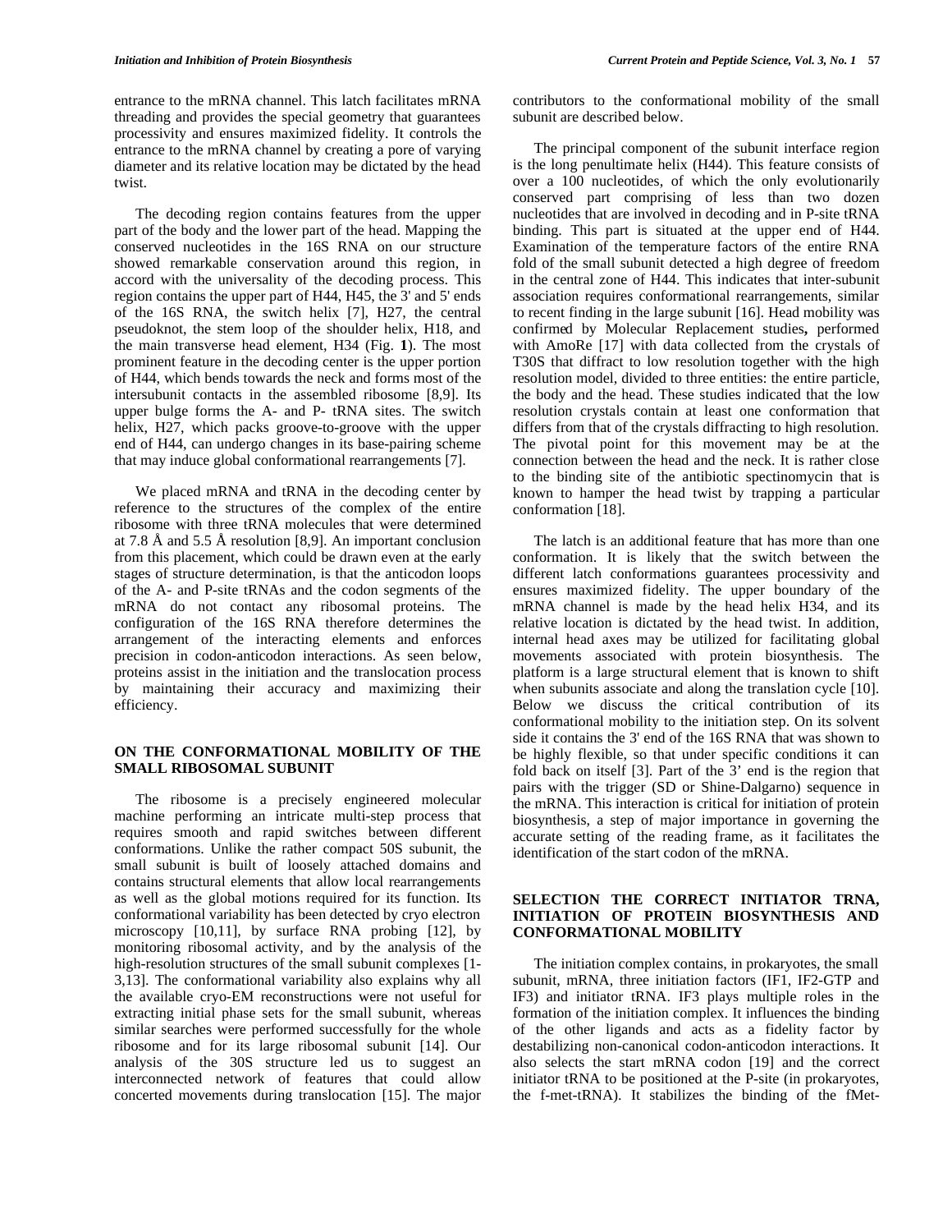entrance to the mRNA channel. This latch facilitates mRNA threading and provides the special geometry that guarantees processivity and ensures maximized fidelity. It controls the entrance to the mRNA channel by creating a pore of varying diameter and its relative location may be dictated by the head twist.

The decoding region contains features from the upper part of the body and the lower part of the head. Mapping the conserved nucleotides in the 16S RNA on our structure showed remarkable conservation around this region, in accord with the universality of the decoding process. This region contains the upper part of H44, H45, the 3' and 5' ends of the 16S RNA, the switch helix [7], H27, the central pseudoknot, the stem loop of the shoulder helix, H18, and the main transverse head element, H34 (Fig. **1**). The most prominent feature in the decoding center is the upper portion of H44, which bends towards the neck and forms most of the intersubunit contacts in the assembled ribosome [8,9]. Its upper bulge forms the A- and P- tRNA sites. The switch helix, H27, which packs groove-to-groove with the upper end of H44, can undergo changes in its base-pairing scheme that may induce global conformational rearrangements [7].

We placed mRNA and tRNA in the decoding center by reference to the structures of the complex of the entire ribosome with three tRNA molecules that were determined at 7.8 Å and 5.5 Å resolution [8,9]. An important conclusion from this placement, which could be drawn even at the early stages of structure determination, is that the anticodon loops of the A- and P-site tRNAs and the codon segments of the mRNA do not contact any ribosomal proteins. The configuration of the 16S RNA therefore determines the arrangement of the interacting elements and enforces precision in codon-anticodon interactions. As seen below, proteins assist in the initiation and the translocation process by maintaining their accuracy and maximizing their efficiency.

## ON THE CONFORMATIONAL MOBILITY OF THE SMALL RIBOSOMAL SUBUNIT

The ribosome is a precisely engineered molecular machine performing an intricate multi-step process that requires smooth and rapid switches between different conformations. Unlike the rather compact 50S subunit, the small subunit is built of loosely attached domains and contains structural elements that allow local rearrangements as well as the global motions required for its function. Its conformational variability has been detected by cryo electron microscopy [10,11], by surface RNA probing [12], by monitoring ribosomal activity, and by the analysis of the high-resolution structures of the small subunit complexes [1-3,13]. The conformational variability also explains why all the available cryo-EM reconstructions were not useful for extracting initial phase sets for the small subunit, whereas similar searches were performed successfully for the whole ribosome and for its large ribosomal subunit [14]. Our analysis of the 30S structure led us to suggest an interconnected network of features that could allow concerted movements during translocation [15]. The major contributors to the conformational mobility of the small subunit are described below.

The principal component of the subunit interface region is the long penultimate helix (H44). This feature consists of over a 100 nucleotides, of which the only evolutionarily conserved part comprising of less than two dozen nucleotides that are involved in decoding and in P-site tRNA binding. This part is situated at the upper end of H44. Examination of the temperature factors of the entire RNA fold of the small subunit detected a high degree of freedom in the central zone of H44. This indicates that inter-subunit association requires conformational rearrangements, similar to recent finding in the large subunit [16]. Head mobility was confirmed by Molecular Replacement studies**,** performed with AmoRe [17] with data collected from the crystals of T30S that diffract to low resolution together with the high resolution model, divided to three entities: the entire particle, the body and the head. These studies indicated that the low resolution crystals contain at least one conformation that differs from that of the crystals diffracting to high resolution. The pivotal point for this movement may be at the connection between the head and the neck. It is rather close to the binding site of the antibiotic spectinomycin that is known to hamper the head twist by trapping a particular conformation [18].

The latch is an additional feature that has more than one conformation. It is likely that the switch between the different latch conformations guarantees processivity and ensures maximized fidelity. The upper boundary of the mRNA channel is made by the head helix H34, and its relative location is dictated by the head twist. In addition, internal head axes may be utilized for facilitating global movements associated with protein biosynthesis. The platform is a large structural element that is known to shift when subunits associate and along the translation cycle [10]. Below we discuss the critical contribution of its conformational mobility to the initiation step. On its solvent side it contains the 3' end of the 16S RNA that was shown to be highly flexible, so that under specific conditions it can fold back on itself [3]. Part of the 3’ end is the region that pairs with the trigger (SD or Shine-Dalgarno) sequence in the mRNA. This interaction is critical for initiation of protein biosynthesis, a step of major importance in governing the accurate setting of the reading frame, as it facilitates the identification of the start codon of the mRNA.

## SELECTION THE CORRECT INITIATOR TRNA, INITIATION OF PROTEIN BIOSYNTHESIS AND CONFORMATIONAL MOBILITY

The initiation complex contains, in prokaryotes, the small subunit, mRNA, three initiation factors (IF1, IF2-GTP and IF3) and initiator tRNA. IF3 plays multiple roles in the formation of the initiation complex. It influences the binding of the other ligands and acts as a fidelity factor by destabilizing non-canonical codon-anticodon interactions. It also selects the start mRNA codon [19] and the correct initiator tRNA to be positioned at the P-site (in prokaryotes, the f-met-tRNA). It stabilizes the binding of the fMet-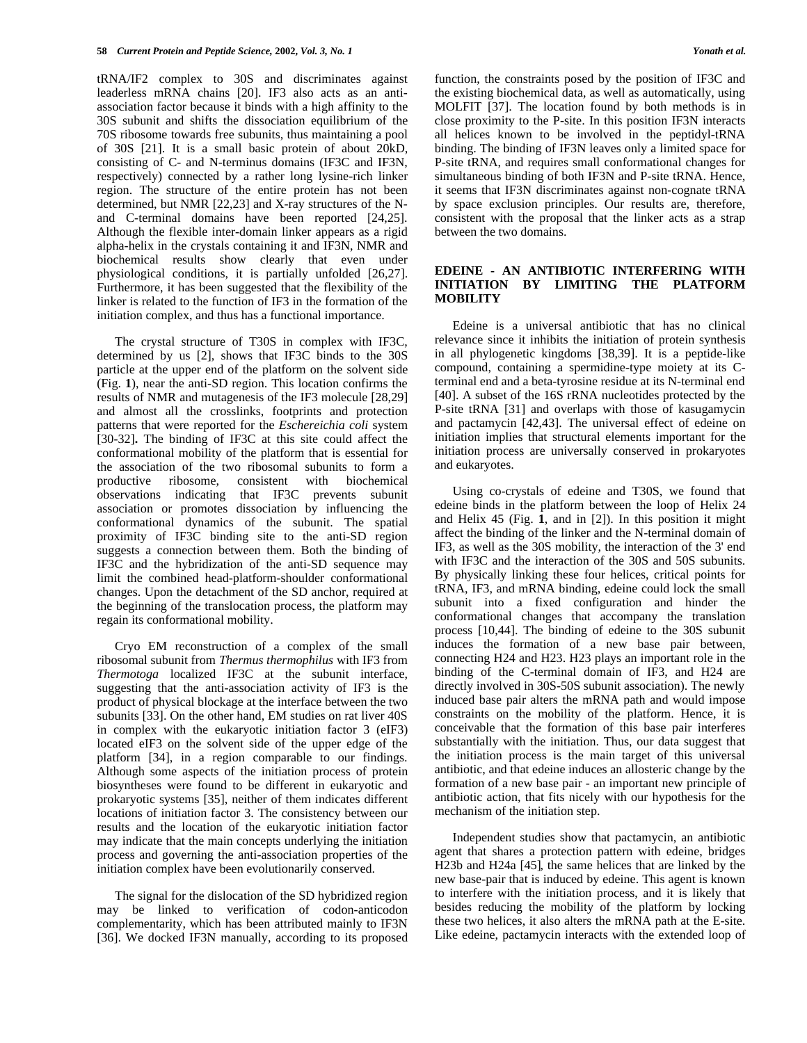tRNA/IF2 complex to 30S and discriminates against leaderless mRNA chains [20]. IF3 also acts as an anti-association factor because it binds with a high affinity to the 30S subunit and shifts the dissociation equilibrium of the 70S ribosome towards free subunits, thus maintaining a pool of 30S [21]. It is a small basic protein of about 20kD, consisting of C- and N-terminus domains (IF3C and IF3N, respectively) connected by a rather long lysine-rich linker region. The structure of the entire protein has not been determined, but NMR [22,23] and X-ray structures of the N- and C-terminal domains have been reported [24,25]. Although the flexible inter-domain linker appears as a rigid alpha-helix in the crystals containing it and IF3N, NMR and biochemical results show clearly that even under physiological conditions, it is partially unfolded [26,27]. Furthermore, it has been suggested that the flexibility of the linker is related to the function of IF3 in the formation of the initiation complex, and thus has a functional importance.

The crystal structure of T30S in complex with IF3C, determined by us [2], shows that IF3C binds to the 30S particle at the upper end of the platform on the solvent side (Fig. **1**), near the anti-SD region. This location confirms the results of NMR and mutagenesis of the IF3 molecule [28,29] and almost all the crosslinks, footprints and protection patterns that were reported for the *Eschereichia coli* system [30-32]**.** The binding of IF3C at this site could affect the conformational mobility of the platform that is essential for the association of the two ribosomal subunits to form a productive ribosome, consistent with biochemical observations indicating that IF3C prevents subunit association or promotes dissociation by influencing the conformational dynamics of the subunit. The spatial proximity of IF3C binding site to the anti-SD region suggests a connection between them. Both the binding of IF3C and the hybridization of the anti-SD sequence may limit the combined head-platform-shoulder conformational changes. Upon the detachment of the SD anchor, required at the beginning of the translocation process, the platform may regain its conformational mobility.

Cryo EM reconstruction of a complex of the small ribosomal subunit from *Thermus thermophilus* with IF3 from *Thermotoga* localized IF3C at the subunit interface, suggesting that the anti-association activity of IF3 is the product of physical blockage at the interface between the two subunits [33]. On the other hand, EM studies on rat liver 40S in complex with the eukaryotic initiation factor 3 (eIF3) located eIF3 on the solvent side of the upper edge of the platform [34], in a region comparable to our findings. Although some aspects of the initiation process of protein biosyntheses were found to be different in eukaryotic and prokaryotic systems [35], neither of them indicates different locations of initiation factor 3. The consistency between our results and the location of the eukaryotic initiation factor may indicate that the main concepts underlying the initiation process and governing the anti-association properties of the initiation complex have been evolutionarily conserved.

The signal for the dislocation of the SD hybridized region may be linked to verification of codon-anticodon complementarity, which has been attributed mainly to IF3N [36]. We docked IF3N manually, according to its proposed function, the constraints posed by the position of IF3C and the existing biochemical data, as well as automatically, using MOLFIT [37]. The location found by both methods is in close proximity to the P-site. In this position IF3N interacts all helices known to be involved in the peptidyl-tRNA binding. The binding of IF3N leaves only a limited space for P-site tRNA, and requires small conformational changes for simultaneous binding of both IF3N and P-site tRNA. Hence, it seems that IF3N discriminates against non-cognate tRNA by space exclusion principles. Our results are, therefore, consistent with the proposal that the linker acts as a strap between the two domains.

## EDEINE - AN ANTIBIOTIC INTERFERING WITH INITIATION BY LIMITING THE PLATFORM MOBILITY

Edeine is a universal antibiotic that has no clinical relevance since it inhibits the initiation of protein synthesis in all phylogenetic kingdoms [38,39]. It is a peptide-like compound, containing a spermidine-type moiety at its C-terminal end and a beta-tyrosine residue at its N-terminal end [40]. A subset of the 16S rRNA nucleotides protected by the P-site tRNA [31] and overlaps with those of kasugamycin and pactamycin [42,43]. The universal effect of edeine on initiation implies that structural elements important for the initiation process are universally conserved in prokaryotes and eukaryotes.

Using co-crystals of edeine and T30S, we found that edeine binds in the platform between the loop of Helix 24 and Helix 45 (Fig. **1**, and in [2]). In this position it might affect the binding of the linker and the N-terminal domain of IF3, as well as the 30S mobility, the interaction of the 3' end with IF3C and the interaction of the 30S and 50S subunits. By physically linking these four helices, critical points for tRNA, IF3, and mRNA binding, edeine could lock the small subunit into a fixed configuration and hinder the conformational changes that accompany the translation process [10,44]. The binding of edeine to the 30S subunit induces the formation of a new base pair between, connecting H24 and H23. H23 plays an important role in the binding of the C-terminal domain of IF3, and H24 are directly involved in 30S-50S subunit association). The newly induced base pair alters the mRNA path and would impose constraints on the mobility of the platform. Hence, it is conceivable that the formation of this base pair interferes substantially with the initiation. Thus, our data suggest that the initiation process is the main target of this universal antibiotic, and that edeine induces an allosteric change by the formation of a new base pair - an important new principle of antibiotic action, that fits nicely with our hypothesis for the mechanism of the initiation step.

Independent studies show that pactamycin, an antibiotic agent that shares a protection pattern with edeine, bridges H23b and H24a [45], the same helices that are linked by the new base-pair that is induced by edeine. This agent is known to interfere with the initiation process, and it is likely that besides reducing the mobility of the platform by locking these two helices, it also alters the mRNA path at the E-site. Like edeine, pactamycin interacts with the extended loop of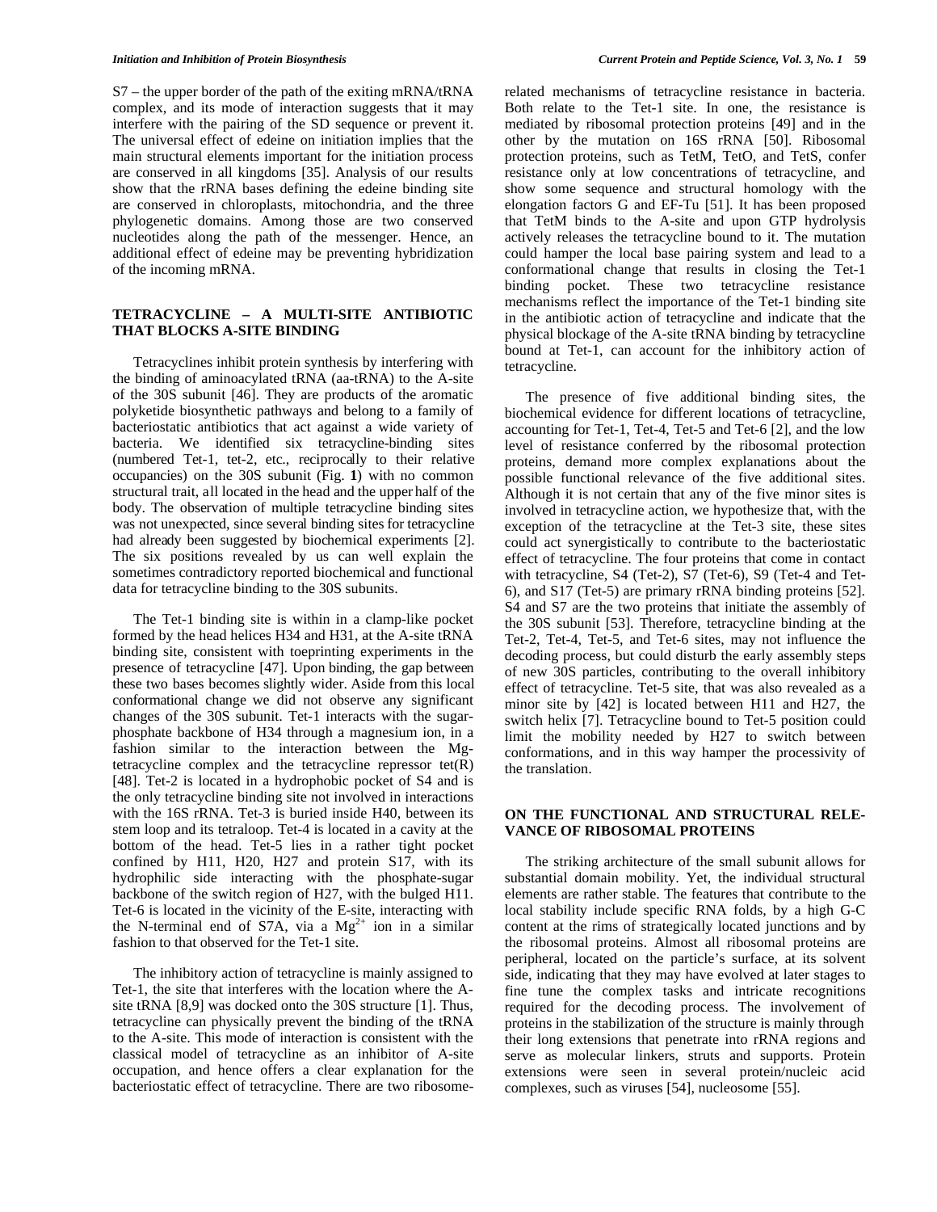S7 – the upper border of the path of the exiting mRNA/tRNA complex, and its mode of interaction suggests that it may interfere with the pairing of the SD sequence or prevent it. The universal effect of edeine on initiation implies that the main structural elements important for the initiation process are conserved in all kingdoms [35]. Analysis of our results show that the rRNA bases defining the edeine binding site are conserved in chloroplasts, mitochondria, and the three phylogenetic domains. Among those are two conserved nucleotides along the path of the messenger. Hence, an additional effect of edeine may be preventing hybridization of the incoming mRNA.

## TETRACYCLINE – A MULTI-SITE ANTIBIOTIC THAT BLOCKS A-SITE BINDING

Tetracyclines inhibit protein synthesis by interfering with the binding of aminoacylated tRNA (aa-tRNA) to the A-site of the 30S subunit [46]. They are products of the aromatic polyketide biosynthetic pathways and belong to a family of bacteriostatic antibiotics that act against a wide variety of bacteria. We identified six tetracycline-binding sites (numbered Tet-1, tet-2, etc., reciprocally to their relative occupancies) on the 30S subunit (Fig. **1**) with no common structural trait, all located in the head and the upper half of the body. The observation of multiple tetracycline binding sites was not unexpected, since several binding sites for tetracycline had already been suggested by biochemical experiments [2]. The six positions revealed by us can well explain the sometimes contradictory reported biochemical and functional data for tetracycline binding to the 30S subunits.

The Tet-1 binding site is within in a clamp-like pocket formed by the head helices H34 and H31, at the A-site tRNA binding site, consistent with toeprinting experiments in the presence of tetracycline [47]. Upon binding, the gap between these two bases becomes slightly wider. Aside from this local conformational change we did not observe any significant changes of the 30S subunit. Tet-1 interacts with the sugar-phosphate backbone of H34 through a magnesium ion, in a fashion similar to the interaction between the Mg-tetracycline complex and the tetracycline repressor tet(R) [48]. Tet-2 is located in a hydrophobic pocket of S4 and is the only tetracycline binding site not involved in interactions with the 16S rRNA. Tet-3 is buried inside H40, between its stem loop and its tetraloop. Tet-4 is located in a cavity at the bottom of the head. Tet-5 lies in a rather tight pocket confined by H11, H20, H27 and protein S17, with its hydrophilic side interacting with the phosphate-sugar backbone of the switch region of H27, with the bulged H11. Tet-6 is located in the vicinity of the E-site, interacting with the N-terminal end of S7A, via a $Mg^{2+}$ ion in a similar fashion to that observed for the Tet-1 site.

The inhibitory action of tetracycline is mainly assigned to Tet-1, the site that interferes with the location where the A-site tRNA [8,9] was docked onto the 30S structure [1]. Thus, tetracycline can physically prevent the binding of the tRNA to the A-site. This mode of interaction is consistent with the classical model of tetracycline as an inhibitor of A-site occupation, and hence offers a clear explanation for the bacteriostatic effect of tetracycline. There are two ribosome-related mechanisms of tetracycline resistance in bacteria. Both relate to the Tet-1 site. In one, the resistance is mediated by ribosomal protection proteins [49] and in the other by the mutation on 16S rRNA [50]. Ribosomal protection proteins, such as TetM, TetO, and TetS, confer resistance only at low concentrations of tetracycline, and show some sequence and structural homology with the elongation factors G and EF-Tu [51]. It has been proposed that TetM binds to the A-site and upon GTP hydrolysis actively releases the tetracycline bound to it. The mutation could hamper the local base pairing system and lead to a conformational change that results in closing the Tet-1 binding pocket. These two tetracycline resistance mechanisms reflect the importance of the Tet-1 binding site in the antibiotic action of tetracycline and indicate that the physical blockage of the A-site tRNA binding by tetracycline bound at Tet-1, can account for the inhibitory action of tetracycline.

The presence of five additional binding sites, the biochemical evidence for different locations of tetracycline, accounting for Tet-1, Tet-4, Tet-5 and Tet-6 [2], and the low level of resistance conferred by the ribosomal protection proteins, demand more complex explanations about the possible functional relevance of the five additional sites. Although it is not certain that any of the five minor sites is involved in tetracycline action, we hypothesize that, with the exception of the tetracycline at the Tet-3 site, these sites could act synergistically to contribute to the bacteriostatic effect of tetracycline. The four proteins that come in contact with tetracycline, S4 (Tet-2), S7 (Tet-6), S9 (Tet-4 and Tet-6), and S17 (Tet-5) are primary rRNA binding proteins [52]. S4 and S7 are the two proteins that initiate the assembly of the 30S subunit [53]. Therefore, tetracycline binding at the Tet-2, Tet-4, Tet-5, and Tet-6 sites, may not influence the decoding process, but could disturb the early assembly steps of new 30S particles, contributing to the overall inhibitory effect of tetracycline. Tet-5 site, that was also revealed as a minor site by [42] is located between H11 and H27, the switch helix [7]. Tetracycline bound to Tet-5 position could limit the mobility needed by H27 to switch between conformations, and in this way hamper the processivity of the translation.

## ON THE FUNCTIONAL AND STRUCTURAL RELEVANCE OF RIBOSOMAL PROTEINS

The striking architecture of the small subunit allows for substantial domain mobility. Yet, the individual structural elements are rather stable. The features that contribute to the local stability include specific RNA folds, by a high G-C content at the rims of strategically located junctions and by the ribosomal proteins. Almost all ribosomal proteins are peripheral, located on the particle's surface, at its solvent side, indicating that they may have evolved at later stages to fine tune the complex tasks and intricate recognitions required for the decoding process. The involvement of proteins in the stabilization of the structure is mainly through their long extensions that penetrate into rRNA regions and serve as molecular linkers, struts and supports. Protein extensions were seen in several protein/nucleic acid complexes, such as viruses [54], nucleosome [55].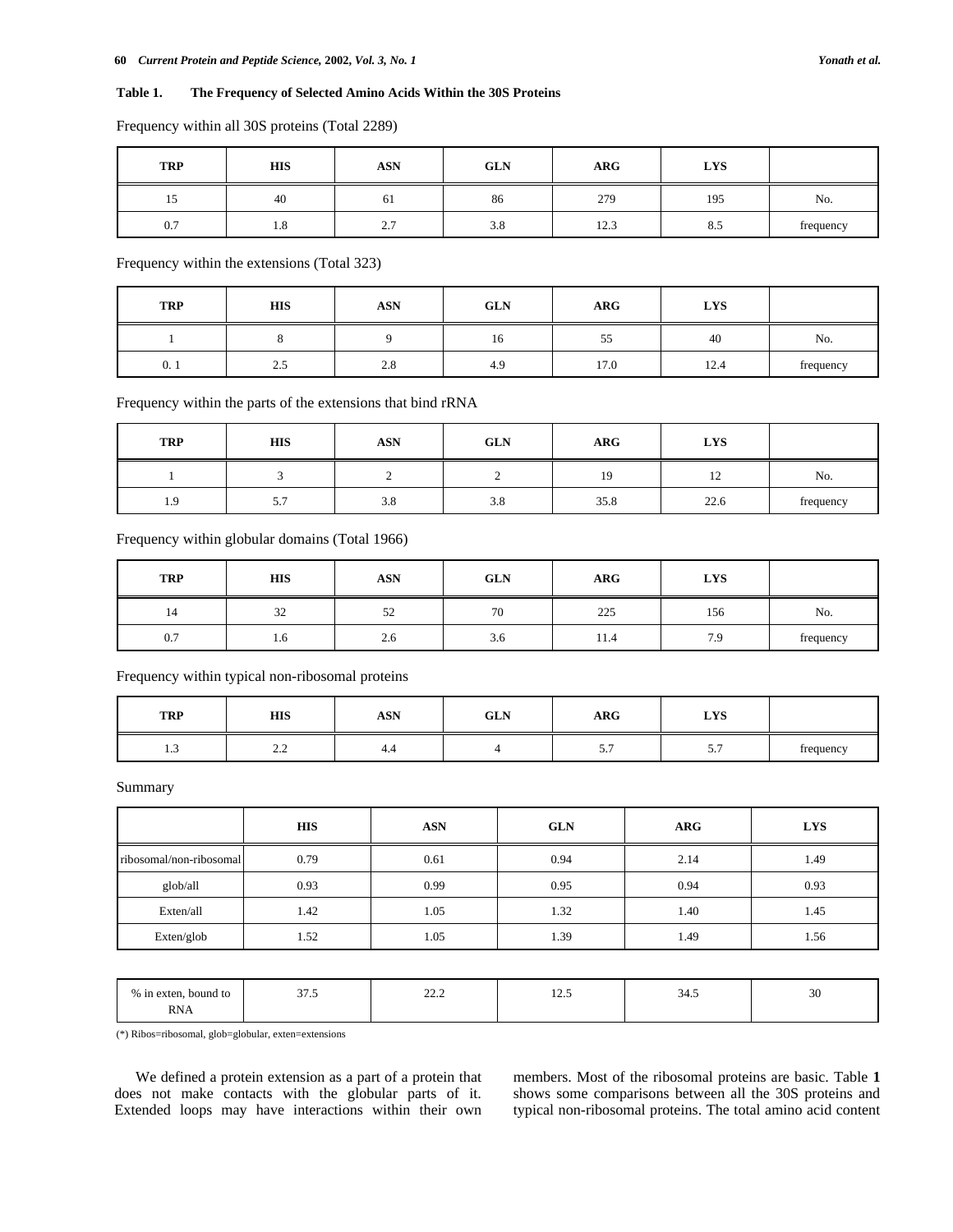**Table 1. The Frequency of Selected Amino Acids Within the 30S Proteins**

Frequency within all 30S proteins (Total 2289)

| TRP | HIS | ASN | GLN | ARG | LYS | |
|---|---|---|---|---|---|---|
| 15 | 40 | 61 | 86 | 279 | 195 | No. |
| 0.7 | 1.8 | 2.7 | 3.8 | 12.3 | 8.5 | frequency |

Frequency within the extensions (Total 323)

| TRP | HIS | ASN | GLN | ARG | LYS | |
|---|---|---|---|---|---|---|
| 1 | 8 | 9 | 16 | 55 | 40 | No. |
| 0. 1 | 2.5 | 2.8 | 4.9 | 17.0 | 12.4 | frequency |

Frequency within the parts of the extensions that bind rRNA

| TRP | HIS | ASN | GLN | ARG | LYS | |
|---|---|---|---|---|---|---|
| 1 | 3 | 2 | 2 | 19 | 12 | No. |
| 1.9 | 5.7 | 3.8 | 3.8 | 35.8 | 22.6 | frequency |

Frequency within globular domains (Total 1966)

| TRP | HIS | ASN | GLN | ARG | LYS | |
|---|---|---|---|---|---|---|
| 14 | 32 | 52 | 70 | 225 | 156 | No. |
| 0.7 | 1.6 | 2.6 | 3.6 | 11.4 | 7.9 | frequency |

Frequency within typical non-ribosomal proteins

| TRP | HIS | ASN | GLN | ARG | LYS | |
|---|---|---|---|---|---|---|
| 1.3 | 2.2 | 4.4 | 4 | 5.7 | 5.7 | frequency |

Summary

| | HIS | ASN | GLN | ARG | LYS |
|---|---|---|---|---|---|
| ribosomal/non-ribosomal | 0.79 | 0.61 | 0.94 | 2.14 | 1.49 |
| glob/all | 0.93 | 0.99 | 0.95 | 0.94 | 0.93 |
| Exten/all | 1.42 | 1.05 | 1.32 | 1.40 | 1.45 |
| Exten/glob | 1.52 | 1.05 | 1.39 | 1.49 | 1.56 |
| % in exten, bound to RNA | 37.5 | 22.2 | 12.5 | 34.5 | 30 |

(*) Ribos=ribosomal, glob=globular, exten=extensions

We defined a protein extension as a part of a protein that does not make contacts with the globular parts of it. Extended loops may have interactions within their own members. Most of the ribosomal proteins are basic. Table **1** shows some comparisons between all the 30S proteins and typical non-ribosomal proteins. The total amino acid content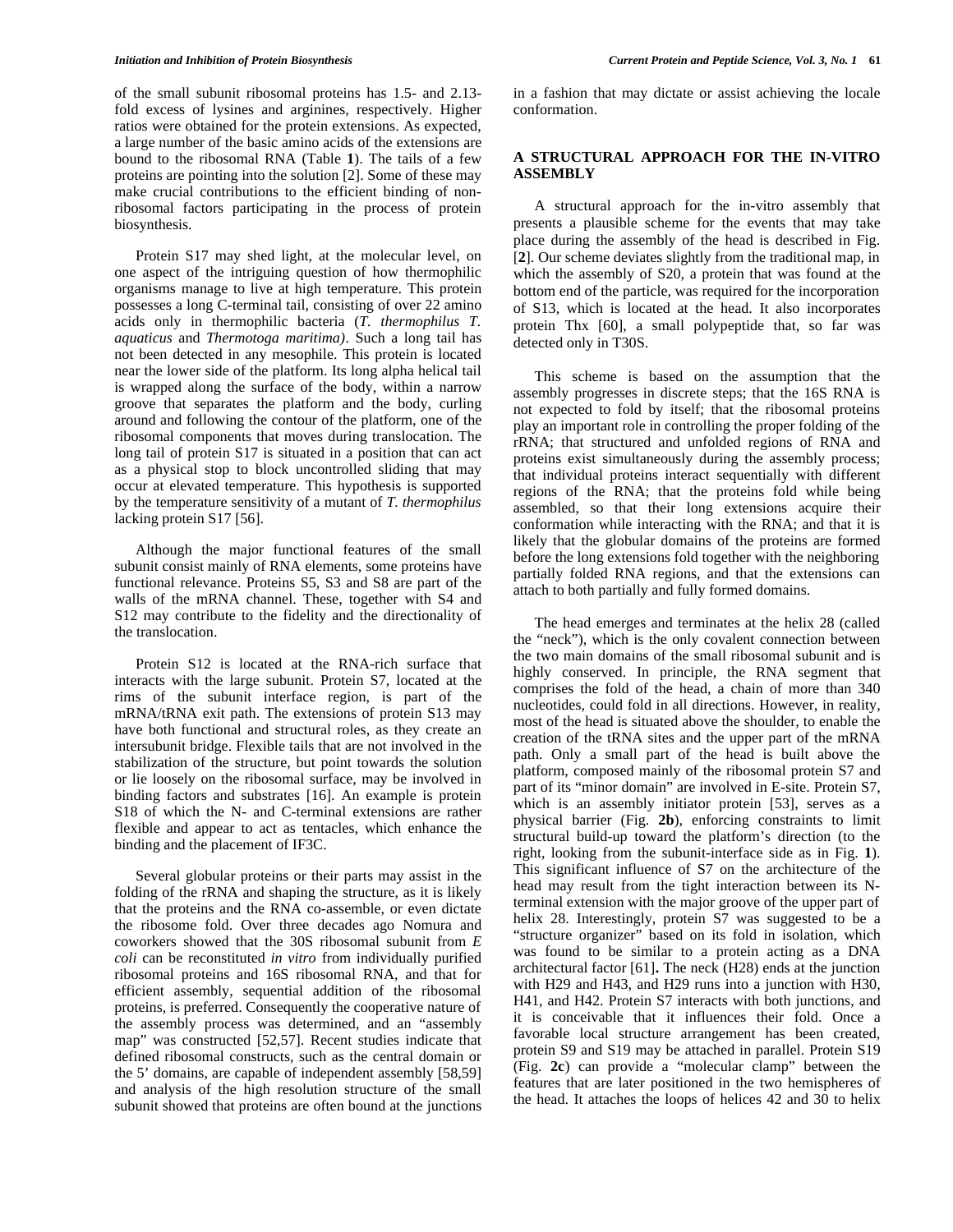of the small subunit ribosomal proteins has 1.5- and 2.13-fold excess of lysines and arginines, respectively. Higher ratios were obtained for the protein extensions. As expected, a large number of the basic amino acids of the extensions are bound to the ribosomal RNA (Table **1**). The tails of a few proteins are pointing into the solution [2]. Some of these may make crucial contributions to the efficient binding of non-ribosomal factors participating in the process of protein biosynthesis.

Protein S17 may shed light, at the molecular level, on one aspect of the intriguing question of how thermophilic organisms manage to live at high temperature. This protein possesses a long C-terminal tail, consisting of over 22 amino acids only in thermophilic bacteria (*T. thermophilus T. aquaticus* and *Thermotoga maritima)*. Such a long tail has not been detected in any mesophile. This protein is located near the lower side of the platform. Its long alpha helical tail is wrapped along the surface of the body, within a narrow groove that separates the platform and the body, curling around and following the contour of the platform, one of the ribosomal components that moves during translocation. The long tail of protein S17 is situated in a position that can act as a physical stop to block uncontrolled sliding that may occur at elevated temperature. This hypothesis is supported by the temperature sensitivity of a mutant of *T. thermophilus* lacking protein S17 [56].

Although the major functional features of the small subunit consist mainly of RNA elements, some proteins have functional relevance. Proteins S5, S3 and S8 are part of the walls of the mRNA channel. These, together with S4 and S12 may contribute to the fidelity and the directionality of the translocation.

Protein S12 is located at the RNA-rich surface that interacts with the large subunit. Protein S7, located at the rims of the subunit interface region, is part of the mRNA/tRNA exit path. The extensions of protein S13 may have both functional and structural roles, as they create an intersubunit bridge. Flexible tails that are not involved in the stabilization of the structure, but point towards the solution or lie loosely on the ribosomal surface, may be involved in binding factors and substrates [16]. An example is protein S18 of which the N- and C-terminal extensions are rather flexible and appear to act as tentacles, which enhance the binding and the placement of IF3C.

Several globular proteins or their parts may assist in the folding of the rRNA and shaping the structure, as it is likely that the proteins and the RNA co-assemble, or even dictate the ribosome fold. Over three decades ago Nomura and coworkers showed that the 30S ribosomal subunit from *E coli* can be reconstituted *in vitro* from individually purified ribosomal proteins and 16S ribosomal RNA, and that for efficient assembly, sequential addition of the ribosomal proteins, is preferred. Consequently the cooperative nature of the assembly process was determined, and an "assembly map" was constructed [52,57]. Recent studies indicate that defined ribosomal constructs, such as the central domain or the 5' domains, are capable of independent assembly [58,59] and analysis of the high resolution structure of the small subunit showed that proteins are often bound at the junctions in a fashion that may dictate or assist achieving the locale conformation.

## A STRUCTURAL APPROACH FOR THE IN-VITRO ASSEMBLY

A structural approach for the in-vitro assembly that presents a plausible scheme for the events that may take place during the assembly of the head is described in Fig. [**2**]. Our scheme deviates slightly from the traditional map, in which the assembly of S20, a protein that was found at the bottom end of the particle, was required for the incorporation of S13, which is located at the head. It also incorporates protein Thx [60], a small polypeptide that, so far was detected only in T30S.

This scheme is based on the assumption that the assembly progresses in discrete steps; that the 16S RNA is not expected to fold by itself; that the ribosomal proteins play an important role in controlling the proper folding of the rRNA; that structured and unfolded regions of RNA and proteins exist simultaneously during the assembly process; that individual proteins interact sequentially with different regions of the RNA; that the proteins fold while being assembled, so that their long extensions acquire their conformation while interacting with the RNA; and that it is likely that the globular domains of the proteins are formed before the long extensions fold together with the neighboring partially folded RNA regions, and that the extensions can attach to both partially and fully formed domains.

The head emerges and terminates at the helix 28 (called the "neck"), which is the only covalent connection between the two main domains of the small ribosomal subunit and is highly conserved. In principle, the RNA segment that comprises the fold of the head, a chain of more than 340 nucleotides, could fold in all directions. However, in reality, most of the head is situated above the shoulder, to enable the creation of the tRNA sites and the upper part of the mRNA path. Only a small part of the head is built above the platform, composed mainly of the ribosomal protein S7 and part of its "minor domain" are involved in E-site. Protein S7, which is an assembly initiator protein [53], serves as a physical barrier (Fig. **2b**), enforcing constraints to limit structural build-up toward the platform's direction (to the right, looking from the subunit-interface side as in Fig. **1**). This significant influence of S7 on the architecture of the head may result from the tight interaction between its N-terminal extension with the major groove of the upper part of helix 28. Interestingly, protein S7 was suggested to be a "structure organizer" based on its fold in isolation, which was found to be similar to a protein acting as a DNA architectural factor [61]**.** The neck (H28) ends at the junction with H29 and H43, and H29 runs into a junction with H30, H41, and H42. Protein S7 interacts with both junctions, and it is conceivable that it influences their fold. Once a favorable local structure arrangement has been created, protein S9 and S19 may be attached in parallel. Protein S19 (Fig. **2c**) can provide a "molecular clamp" between the features that are later positioned in the two hemispheres of the head. It attaches the loops of helices 42 and 30 to helix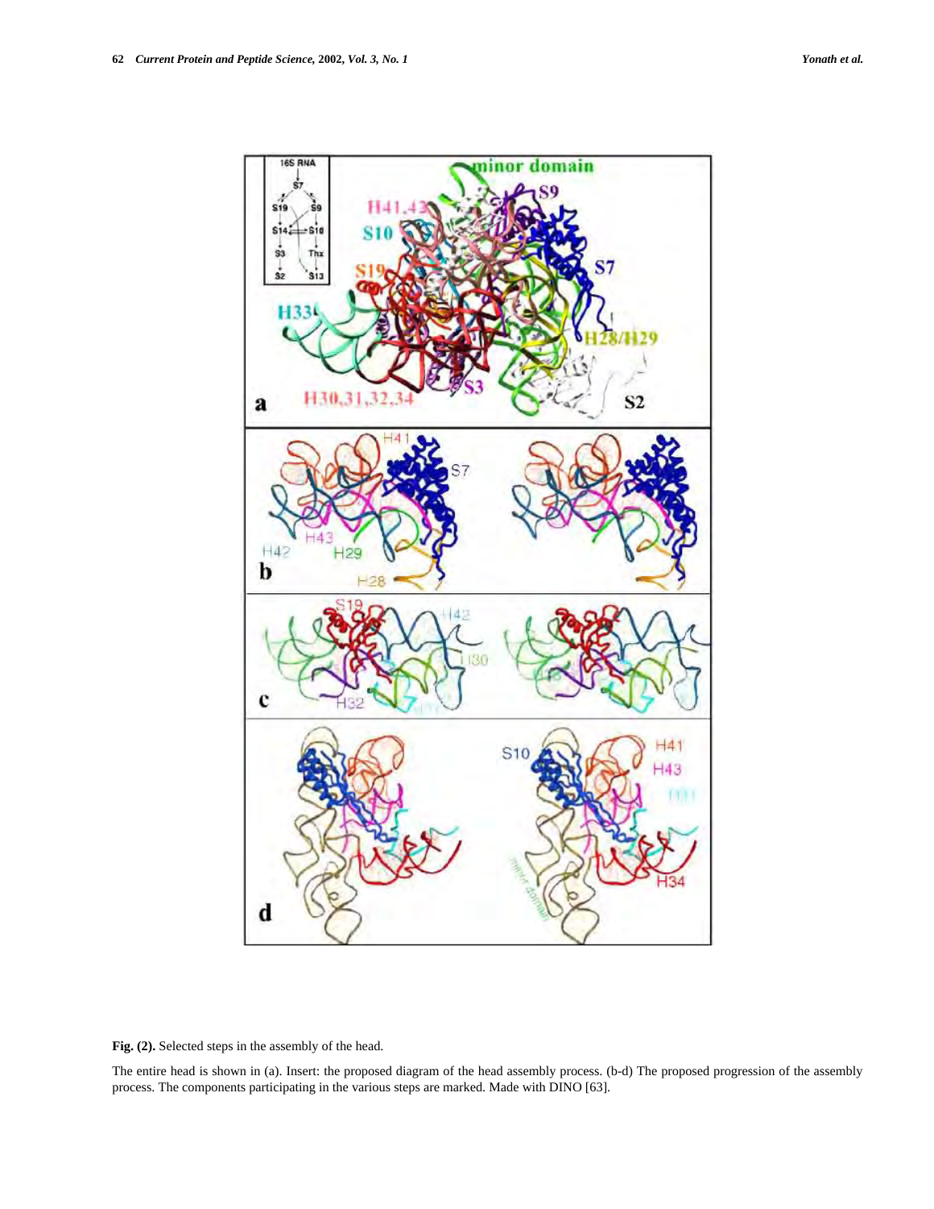**Fig. (2).** Selected steps in the assembly of the head.

The entire head is shown in (a). Insert: the proposed diagram of the head assembly process. (b-d) The proposed progression of the assembly process. The components participating in the various steps are marked. Made with DINO [63].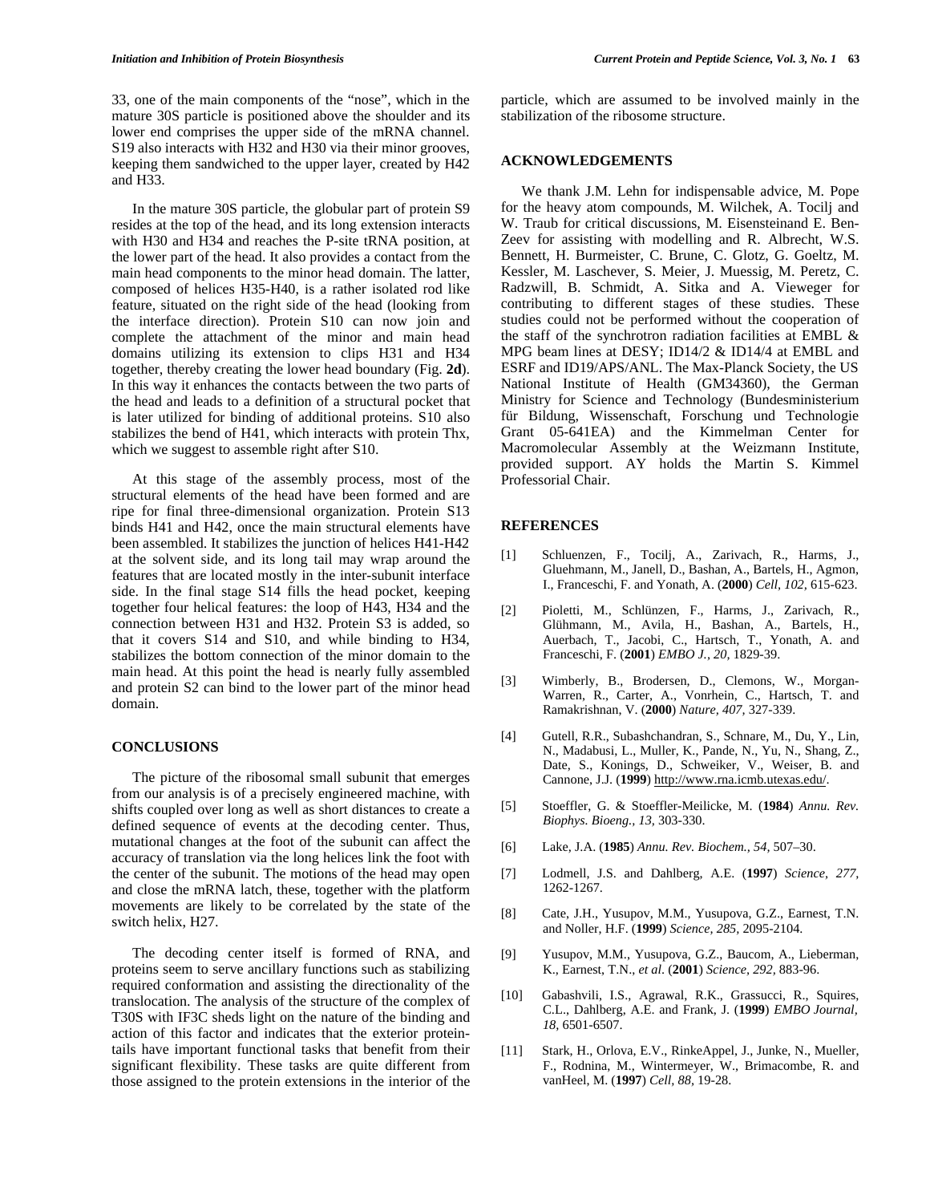33, one of the main components of the "nose", which in the mature 30S particle is positioned above the shoulder and its lower end comprises the upper side of the mRNA channel. S19 also interacts with H32 and H30 via their minor grooves, keeping them sandwiched to the upper layer, created by H42 and H33.

In the mature 30S particle, the globular part of protein S9 resides at the top of the head, and its long extension interacts with H30 and H34 and reaches the P-site tRNA position, at the lower part of the head. It also provides a contact from the main head components to the minor head domain. The latter, composed of helices H35-H40, is a rather isolated rod like feature, situated on the right side of the head (looking from the interface direction). Protein S10 can now join and complete the attachment of the minor and main head domains utilizing its extension to clips H31 and H34 together, thereby creating the lower head boundary (Fig. **2d**). In this way it enhances the contacts between the two parts of the head and leads to a definition of a structural pocket that is later utilized for binding of additional proteins. S10 also stabilizes the bend of H41, which interacts with protein Thx, which we suggest to assemble right after S10.

At this stage of the assembly process, most of the structural elements of the head have been formed and are ripe for final three-dimensional organization. Protein S13 binds H41 and H42, once the main structural elements have been assembled. It stabilizes the junction of helices H41-H42 at the solvent side, and its long tail may wrap around the features that are located mostly in the inter-subunit interface side. In the final stage S14 fills the head pocket, keeping together four helical features: the loop of H43, H34 and the connection between H31 and H32. Protein S3 is added, so that it covers S14 and S10, and while binding to H34, stabilizes the bottom connection of the minor domain to the main head. At this point the head is nearly fully assembled and protein S2 can bind to the lower part of the minor head domain.

## CONCLUSIONS

The picture of the ribosomal small subunit that emerges from our analysis is of a precisely engineered machine, with shifts coupled over long as well as short distances to create a defined sequence of events at the decoding center. Thus, mutational changes at the foot of the subunit can affect the accuracy of translation via the long helices link the foot with the center of the subunit. The motions of the head may open and close the mRNA latch, these, together with the platform movements are likely to be correlated by the state of the switch helix, H27.

The decoding center itself is formed of RNA, and proteins seem to serve ancillary functions such as stabilizing required conformation and assisting the directionality of the translocation. The analysis of the structure of the complex of T30S with IF3C sheds light on the nature of the binding and action of this factor and indicates that the exterior protein-tails have important functional tasks that benefit from their significant flexibility. These tasks are quite different from those assigned to the protein extensions in the interior of the particle, which are assumed to be involved mainly in the stabilization of the ribosome structure.

## ACKNOWLEDGEMENTS

We thank J.M. Lehn for indispensable advice, M. Pope for the heavy atom compounds, M. Wilchek, A. Tocilj and W. Traub for critical discussions, M. Eisensteinand E. Ben-Zeev for assisting with modelling and R. Albrecht, W.S. Bennett, H. Burmeister, C. Brune, C. Glotz, G. Goeltz, M. Kessler, M. Laschever, S. Meier, J. Muessig, M. Peretz, C. Radzwill, B. Schmidt, A. Sitka and A. Vieweger for contributing to different stages of these studies. These studies could not be performed without the cooperation of the staff of the synchrotron radiation facilities at EMBL & MPG beam lines at DESY; ID14/2 & ID14/4 at EMBL and ESRF and ID19/APS/ANL. The Max-Planck Society, the US National Institute of Health (GM34360), the German Ministry for Science and Technology (Bundesministerium für Bildung, Wissenschaft, Forschung und Technologie Grant 05-641EA) and the Kimmelman Center for Macromolecular Assembly at the Weizmann Institute, provided support. AY holds the Martin S. Kimmel Professorial Chair.

## REFERENCES

[1] Schluenzen, F., Tocilj, A., Zarivach, R., Harms, J., Gluehmann, M., Janell, D., Bashan, A., Bartels, H., Agmon, I., Franceschi, F. and Yonath, A. (**2000**) *Cell, 102,* 615-623.

[2] Pioletti, M., Schlünzen, F., Harms, J., Zarivach, R., Glühmann, M., Avila, H., Bashan, A., Bartels, H., Auerbach, T., Jacobi, C., Hartsch, T., Yonath, A. and Franceschi, F. (**2001**) *EMBO J., 20,* 1829-39.

[3] Wimberly, B., Brodersen, D., Clemons, W., Morgan-Warren, R., Carter, A., Vonrhein, C., Hartsch, T. and Ramakrishnan, V. (**2000**) *Nature, 407,* 327-339.

[4] Gutell, R.R., Subashchandran, S., Schnare, M., Du, Y., Lin, N., Madabusi, L., Muller, K., Pande, N., Yu, N., Shang, Z., Date, S., Konings, D., Schweiker, V., Weiser, B. and Cannone, J.J. (**1999**) http://www.rna.icmb.utexas.edu/.

[5] Stoeffler, G. & Stoeffler-Meilicke, M. (**1984**) *Annu. Rev. Biophys. Bioeng., 13,* 303-330.

[6] Lake, J.A. (**1985**) *Annu. Rev. Biochem., 54,* 507–30.

[7] Lodmell, J.S. and Dahlberg, A.E. (**1997**) *Science, 277,* 1262-1267.

[8] Cate, J.H., Yusupov, M.M., Yusupova, G.Z., Earnest, T.N. and Noller, H.F. (**1999**) *Science, 285,* 2095-2104.

[9] Yusupov, M.M., Yusupova, G.Z., Baucom, A., Lieberman, K., Earnest, T.N., *et al.* (**2001**) *Science, 292,* 883-96.

[10] Gabashvili, I.S., Agrawal, R.K., Grassucci, R., Squires, C.L., Dahlberg, A.E. and Frank, J. (**1999**) *EMBO Journal, 18,* 6501-6507.

[11] Stark, H., Orlova, E.V., RinkeAppel, J., Junke, N., Mueller, F., Rodnina, M., Wintermeyer, W., Brimacombe, R. and vanHeel, M. (**1997**) *Cell, 88,* 19-28.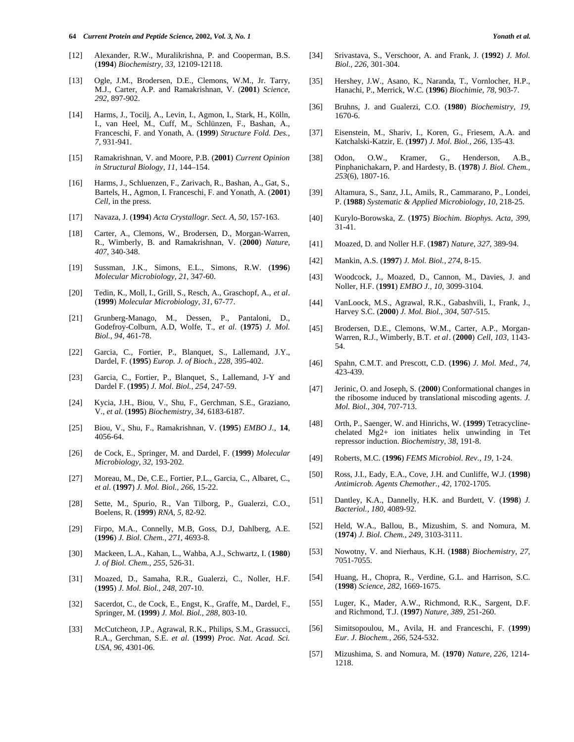[12] Alexander, R.W., Muralikrishna, P. and Cooperman, B.S. (**1994**) *Biochemistry, 33,* 12109-12118.

[13] Ogle, J.M., Brodersen, D.E., Clemons, W.M., Jr. Tarry, M.J., Carter, A.P. and Ramakrishnan, V. (**2001**) *Science, 292,* 897-902.

[14] Harms, J., Tocilj, A., Levin, I., Agmon, I., Stark, H., Kölln, I., van Heel, M., Cuff, M., Schlünzen, F., Bashan, A., Franceschi, F. and Yonath, A. (**1999**) *Structure Fold. Des., 7,* 931-941.

[15] Ramakrishnan, V. and Moore, P.B. (**2001**) *Current Opinion in Structural Biology, 11,* 144–154.

[16] Harms, J., Schluenzen, F., Zarivach, R., Bashan, A., Gat, S., Bartels, H., Agmon, I. Franceschi, F. and Yonath, A. (**2001**) *Cell,* in the press.

[17] Navaza, J. (**1994**) *Acta Crystallogr. Sect. A, 50,* 157-163.

[18] Carter, A., Clemons, W., Brodersen, D., Morgan-Warren, R., Wimberly, B. and Ramakrishnan, V. (**2000**) *Nature, 407,* 340-348.

[19] Sussman, J.K., Simons, E.L., Simons, R.W. (**1996**) *Molecular Microbiology, 21,* 347-60.

[20] Tedin, K., Moll, I., Grill, S., Resch, A., Graschopf, A., *et al*. (**1999**) *Molecular Microbiology, 31,* 67-77.

[21] Grunberg-Manago, M., Dessen, P., Pantaloni, D., Godefroy-Colburn, A.D, Wolfe, T., *et al*. (**1975**) *J. Mol. Biol., 94,* 461-78.

[22] Garcia, C., Fortier, P., Blanquet, S., Lallemand, J.Y., Dardel, F. (**1995**) *Europ. J. of Bioch., 228,* 395-402.

[23] Garcia, C., Fortier, P., Blanquet, S., Lallemand, J-Y and Dardel F. (**1995**) *J. Mol. Biol., 254,* 247-59.

[24] Kycia, J.H., Biou, V., Shu, F., Gerchman, S.E., Graziano, V., *et al*. (**1995**) *Biochemistry, 34,* 6183-6187.

[25] Biou, V., Shu, F., Ramakrishnan, V. (**1995**) *EMBO J.,* **14**, 4056-64.

[26] de Cock, E., Springer, M. and Dardel, F. (**1999**) *Molecular Microbiology, 32,* 193-202.

[27] Moreau, M., De, C.E., Fortier, P.L., Garcia, C., Albaret, C., *et al*. (**1997**) *J. Mol. Biol., 266,* 15-22.

[28] Sette, M., Spurio, R., Van Tilborg, P., Gualerzi, C.O., Boelens, R. (**1999**) *RNA, 5,* 82-92.

[29] Firpo, M.A., Connelly, M.B, Goss, D.J, Dahlberg, A.E. (**1996**) *J. Biol. Chem., 271,* 4693-8.

[30] Mackeen, L.A., Kahan, L., Wahba, A.J., Schwartz, I. (**1980**) *J. of Biol. Chem., 255,* 526-31.

[31] Moazed, D., Samaha, R.R., Gualerzi, C., Noller, H.F. (**1995**) *J. Mol. Biol., 248,* 207-10.

[32] Sacerdot, C., de Cock, E., Engst, K., Graffe, M., Dardel, F., Springer, M. (**1999**) *J. Mol. Biol., 288,* 803-10.

[33] McCutcheon, J.P., Agrawal, R.K., Philips, S.M., Grassucci, R.A., Gerchman, S.E. *et al*. (**1999**) *Proc. Nat. Acad. Sci. USA, 96,* 4301-06.

[34] Srivastava, S., Verschoor, A. and Frank, J. (**1992**) *J. Mol. Biol., 226,* 301-304.

[35] Hershey, J.W., Asano, K., Naranda, T., Vornlocher, H.P., Hanachi, P., Merrick, W.C. (**1996**) *Biochimie, 78,* 903-7.

[36] Bruhns, J. and Gualerzi, C.O. (**1980**) *Biochemistry, 19,* 1670-6.

[37] Eisenstein, M., Shariv, I., Koren, G., Friesem, A.A. and Katchalski-Katzir, E. (**1997**) *J. Mol. Biol., 266,* 135-43.

[38] Odon, O.W., Kramer, G., Henderson, A.B., Pinphanichakarn, P. and Hardesty, B. (**1978**) *J. Biol. Chem., 253*(6), 1807-16.

[39] Altamura, S., Sanz, J.L, Amils, R., Cammarano, P., Londei, P. (**1988**) *Systematic & Applied Microbiology, 10,* 218-25.

[40] Kurylo-Borowska, Z. (**1975**) *Biochim. Biophys. Acta, 399,* 31-41.

[41] Moazed, D. and Noller H.F. (**1987**) *Nature, 327,* 389-94.

[42] Mankin, A.S. (**1997**) *J. Mol. Biol., 274,* 8-15.

[43] Woodcock, J., Moazed, D., Cannon, M., Davies, J. and Noller, H.F. (**1991**) *EMBO J., 10,* 3099-3104.

[44] VanLoock, M.S., Agrawal, R.K., Gabashvili, I., Frank, J., Harvey S.C. (**2000**) *J. Mol. Biol., 304,* 507-515.

[45] Brodersen, D.E., Clemons, W.M., Carter, A.P., Morgan-Warren, R.J., Wimberly, B.T. *et al*. (**2000**) *Cell, 103,* 1143-54.

[46] Spahn, C.M.T. and Prescott, C.D. (**1996**) *J. Mol. Med., 74,* 423-439.

[47] Jerinic, O. and Joseph, S. (**2000**) Conformational changes in the ribosome induced by translational miscoding agents. *J. Mol. Biol., 304,* 707-713.

[48] Orth, P., Saenger, W. and Hinrichs, W. (**1999**) Tetracycline-chelated Mg2+ ion initiates helix unwinding in Tet repressor induction. *Biochemistry, 38,* 191-8.

[49] Roberts, M.C. (**1996**) *FEMS Microbiol. Rev., 19,* 1-24.

[50] Ross, J.I., Eady, E.A., Cove, J.H. and Cunliffe, W.J. (**1998**) *Antimicrob. Agents Chemother., 42,* 1702-1705.

[51] Dantley, K.A., Dannelly, H.K. and Burdett, V. (**1998**) *J. Bacteriol., 180,* 4089-92.

[52] Held, W.A., Ballou, B., Mizushim, S. and Nomura, M. (**1974**) *J. Biol. Chem., 249,* 3103-3111.

[53] Nowotny, V. and Nierhaus, K.H. (**1988**) *Biochemistry, 27,* 7051-7055.

[54] Huang, H., Chopra, R., Verdine, G.L. and Harrison, S.C. (**1998**) *Science, 282,* 1669-1675.

[55] Luger, K., Mader, A.W., Richmond, R.K., Sargent, D.F. and Richmond, T.J. (**1997**) *Nature, 389,* 251-260.

[56] Simitsopoulou, M., Avila, H. and Franceschi, F. (**1999**) *Eur. J. Biochem., 266,* 524-532.

[57] Mizushima, S. and Nomura, M. (**1970**) *Nature, 226,* 1214-1218.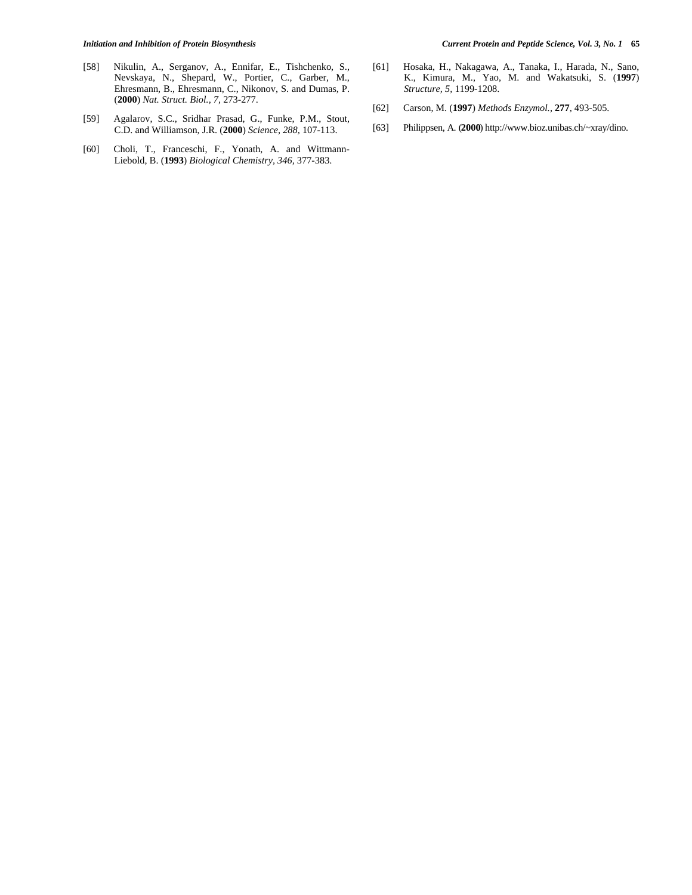[58] Nikulin, A., Serganov, A., Ennifar, E., Tishchenko, S., Nevskaya, N., Shepard, W., Portier, C., Garber, M., Ehresmann, B., Ehresmann, C., Nikonov, S. and Dumas, P. (**2000**) *Nat. Struct. Biol., 7,* 273-277.

[59] Agalarov, S.C., Sridhar Prasad, G., Funke, P.M., Stout, C.D. and Williamson, J.R. (**2000**) *Science, 288,* 107-113.

[60] Choli, T., Franceschi, F., Yonath, A. and Wittmann-Liebold, B. (**1993**) *Biological Chemistry, 346,* 377-383.

[61] Hosaka, H., Nakagawa, A., Tanaka, I., Harada, N., Sano, K., Kimura, M., Yao, M. and Wakatsuki, S. (**1997**) *Structure, 5,* 1199-1208.

[62] Carson, M. (**1997**) *Methods Enzymol.*, **277**, 493-505.

[63] Philippsen, A. (**2000**) http://www.bioz.unibas.ch/~xray/dino.